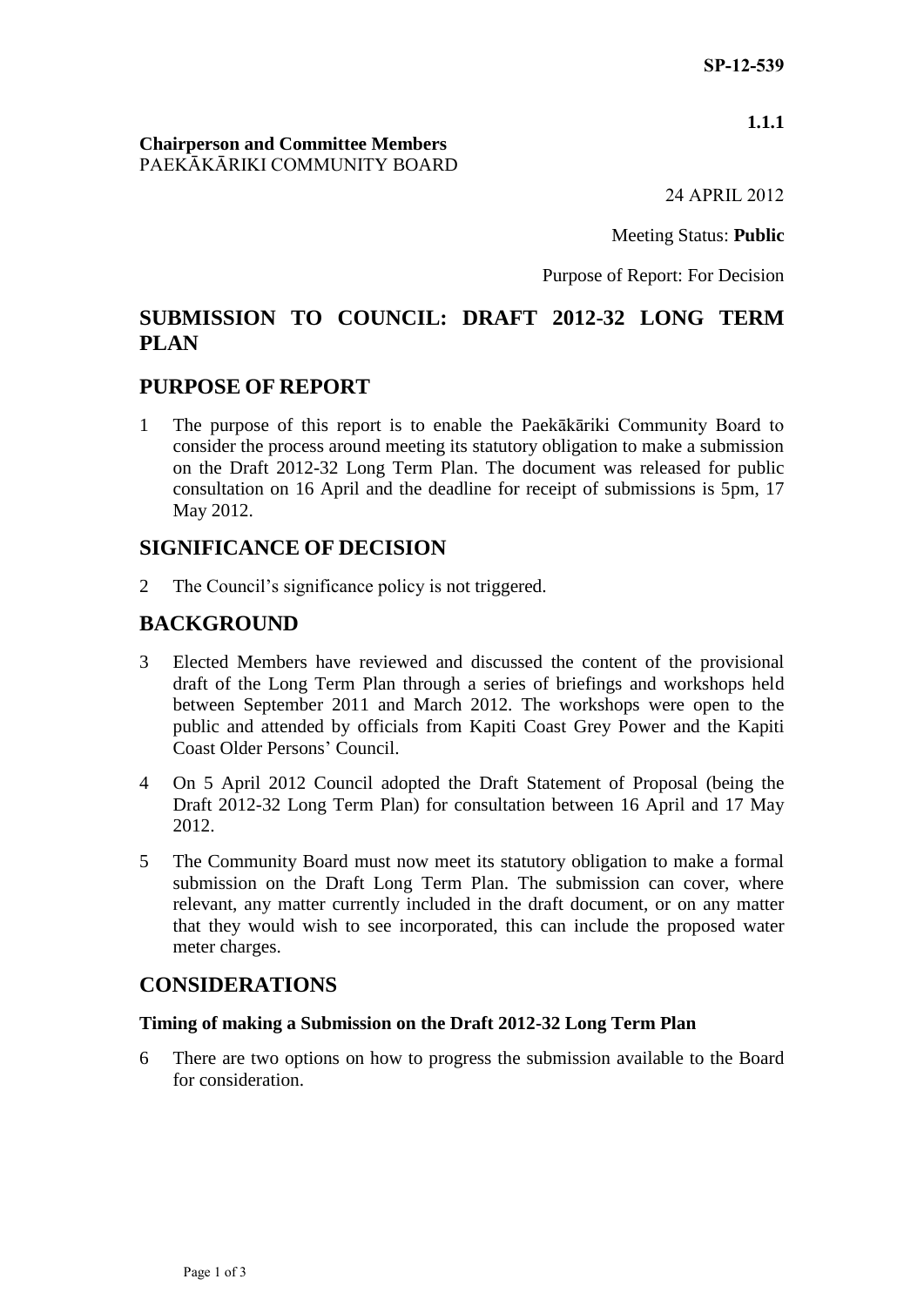SP-12-539

1.1.1

**Chairperson and Committee Members**
PAEKĀKĀRIKI COMMUNITY BOARD

24 APRIL 2012

Meeting Status: **Public**

Purpose of Report: For Decision

# SUBMISSION TO COUNCIL: DRAFT 2012-32 LONG TERM PLAN

## PURPOSE OF REPORT

1 The purpose of this report is to enable the Paekākāriki Community Board to consider the process around meeting its statutory obligation to make a submission on the Draft 2012-32 Long Term Plan. The document was released for public consultation on 16 April and the deadline for receipt of submissions is 5pm, 17 May 2012.

## SIGNIFICANCE OF DECISION

2 The Council's significance policy is not triggered.

## BACKGROUND

3 Elected Members have reviewed and discussed the content of the provisional draft of the Long Term Plan through a series of briefings and workshops held between September 2011 and March 2012. The workshops were open to the public and attended by officials from Kapiti Coast Grey Power and the Kapiti Coast Older Persons' Council.

4 On 5 April 2012 Council adopted the Draft Statement of Proposal (being the Draft 2012-32 Long Term Plan) for consultation between 16 April and 17 May 2012.

5 The Community Board must now meet its statutory obligation to make a formal submission on the Draft Long Term Plan. The submission can cover, where relevant, any matter currently included in the draft document, or on any matter that they would wish to see incorporated, this can include the proposed water meter charges.

## CONSIDERATIONS

### Timing of making a Submission on the Draft 2012-32 Long Term Plan

6 There are two options on how to progress the submission available to the Board for consideration.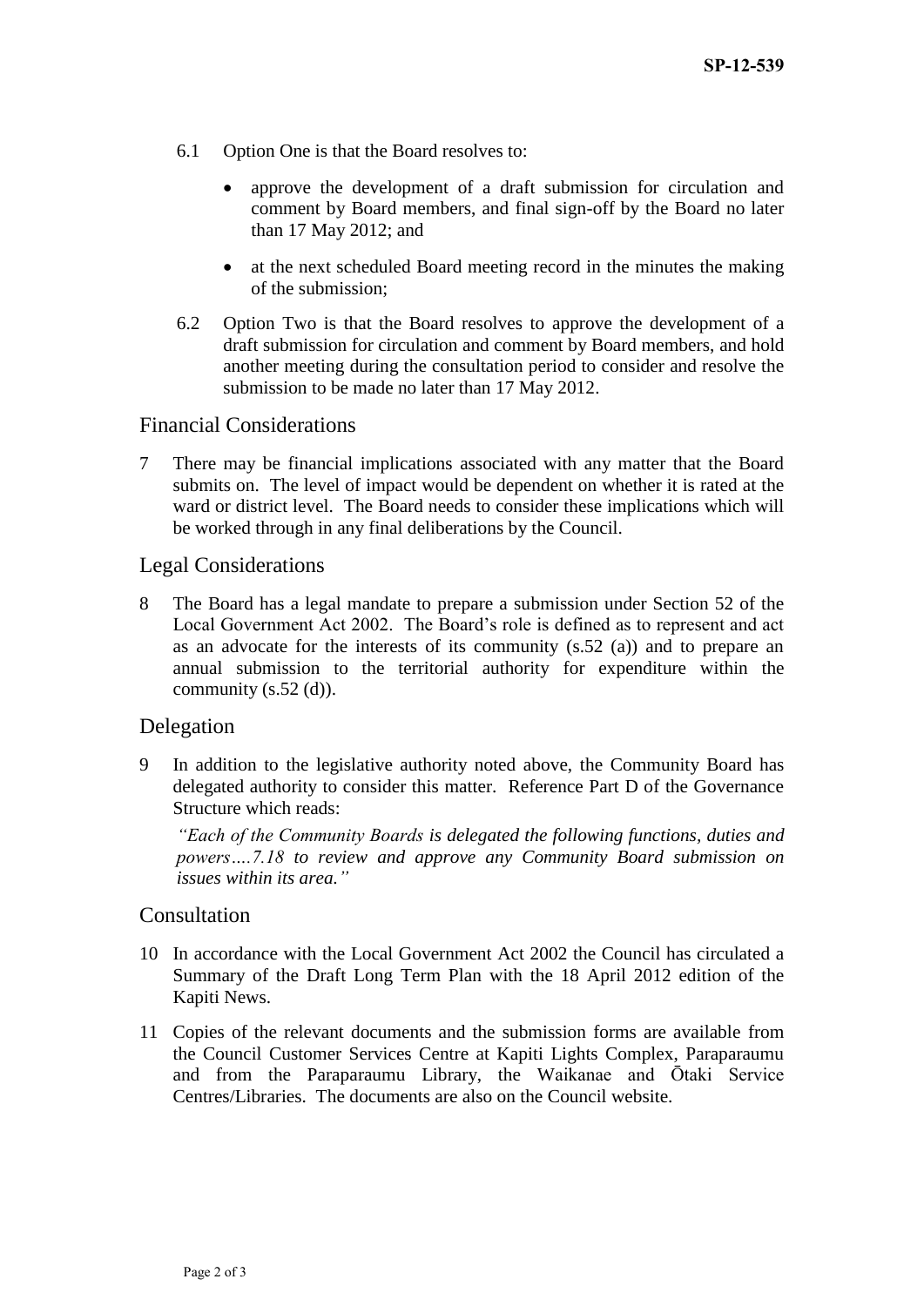6.1 Option One is that the Board resolves to:

- approve the development of a draft submission for circulation and comment by Board members, and final sign-off by the Board no later than 17 May 2012; and
- at the next scheduled Board meeting record in the minutes the making of the submission;

6.2 Option Two is that the Board resolves to approve the development of a draft submission for circulation and comment by Board members, and hold another meeting during the consultation period to consider and resolve the submission to be made no later than 17 May 2012.

## Financial Considerations

7 There may be financial implications associated with any matter that the Board submits on. The level of impact would be dependent on whether it is rated at the ward or district level. The Board needs to consider these implications which will be worked through in any final deliberations by the Council.

## Legal Considerations

8 The Board has a legal mandate to prepare a submission under Section 52 of the Local Government Act 2002. The Board's role is defined as to represent and act as an advocate for the interests of its community (s.52 (a)) and to prepare an annual submission to the territorial authority for expenditure within the community (s.52 (d)).

## Delegation

9 In addition to the legislative authority noted above, the Community Board has delegated authority to consider this matter. Reference Part D of the Governance Structure which reads:

*"Each of the Community Boards is delegated the following functions, duties and powers….7.18 to review and approve any Community Board submission on issues within its area."*

## Consultation

10 In accordance with the Local Government Act 2002 the Council has circulated a Summary of the Draft Long Term Plan with the 18 April 2012 edition of the Kapiti News.

11 Copies of the relevant documents and the submission forms are available from the Council Customer Services Centre at Kapiti Lights Complex, Paraparaumu and from the Paraparaumu Library, the Waikanae and Ōtaki Service Centres/Libraries. The documents are also on the Council website.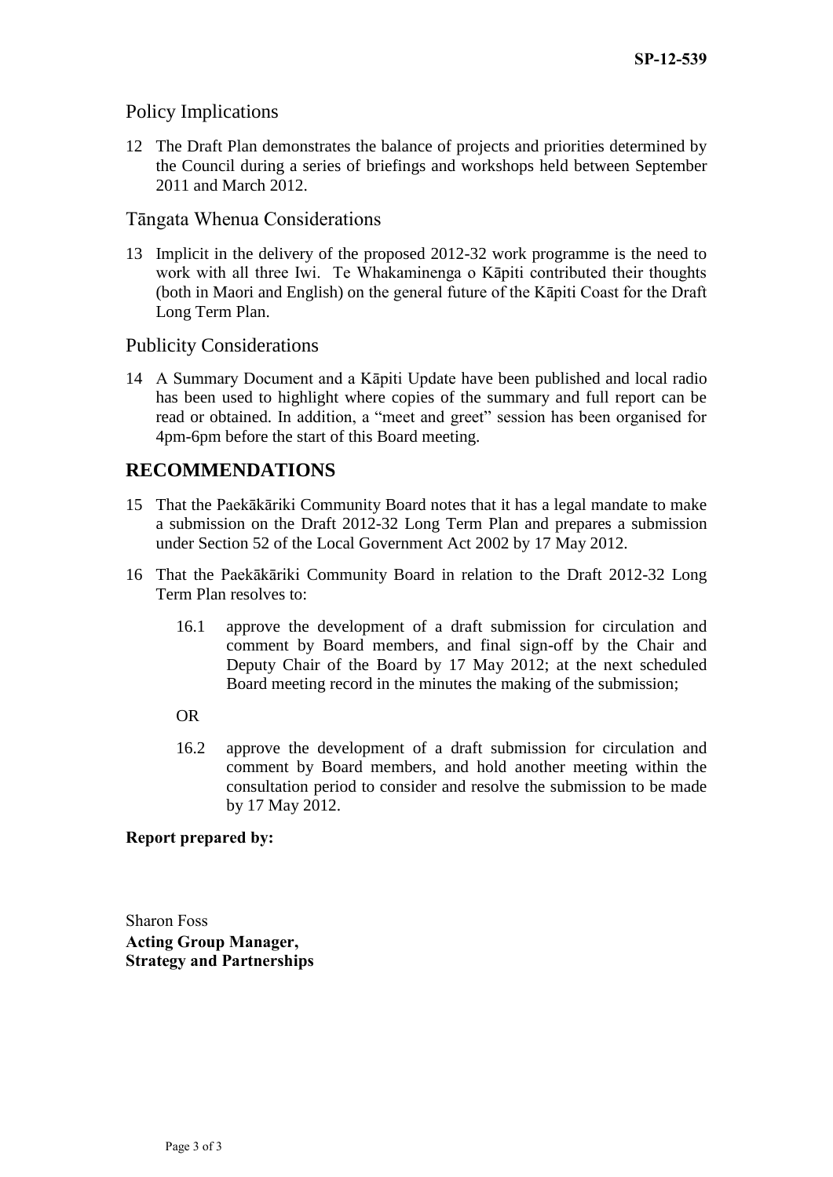## Policy Implications

12 The Draft Plan demonstrates the balance of projects and priorities determined by the Council during a series of briefings and workshops held between September 2011 and March 2012.

## Tāngata Whenua Considerations

13 Implicit in the delivery of the proposed 2012-32 work programme is the need to work with all three Iwi. Te Whakaminenga o Kāpiti contributed their thoughts (both in Maori and English) on the general future of the Kāpiti Coast for the Draft Long Term Plan.

## Publicity Considerations

14 A Summary Document and a Kāpiti Update have been published and local radio has been used to highlight where copies of the summary and full report can be read or obtained. In addition, a "meet and greet" session has been organised for 4pm-6pm before the start of this Board meeting.

# RECOMMENDATIONS

15 That the Paekākāriki Community Board notes that it has a legal mandate to make a submission on the Draft 2012-32 Long Term Plan and prepares a submission under Section 52 of the Local Government Act 2002 by 17 May 2012.

16 That the Paekākāriki Community Board in relation to the Draft 2012-32 Long Term Plan resolves to:

16.1 approve the development of a draft submission for circulation and comment by Board members, and final sign-off by the Chair and Deputy Chair of the Board by 17 May 2012; at the next scheduled Board meeting record in the minutes the making of the submission;

OR

16.2 approve the development of a draft submission for circulation and comment by Board members, and hold another meeting within the consultation period to consider and resolve the submission to be made by 17 May 2012.

**Report prepared by:**

Sharon Foss
**Acting Group Manager,**
**Strategy and Partnerships**